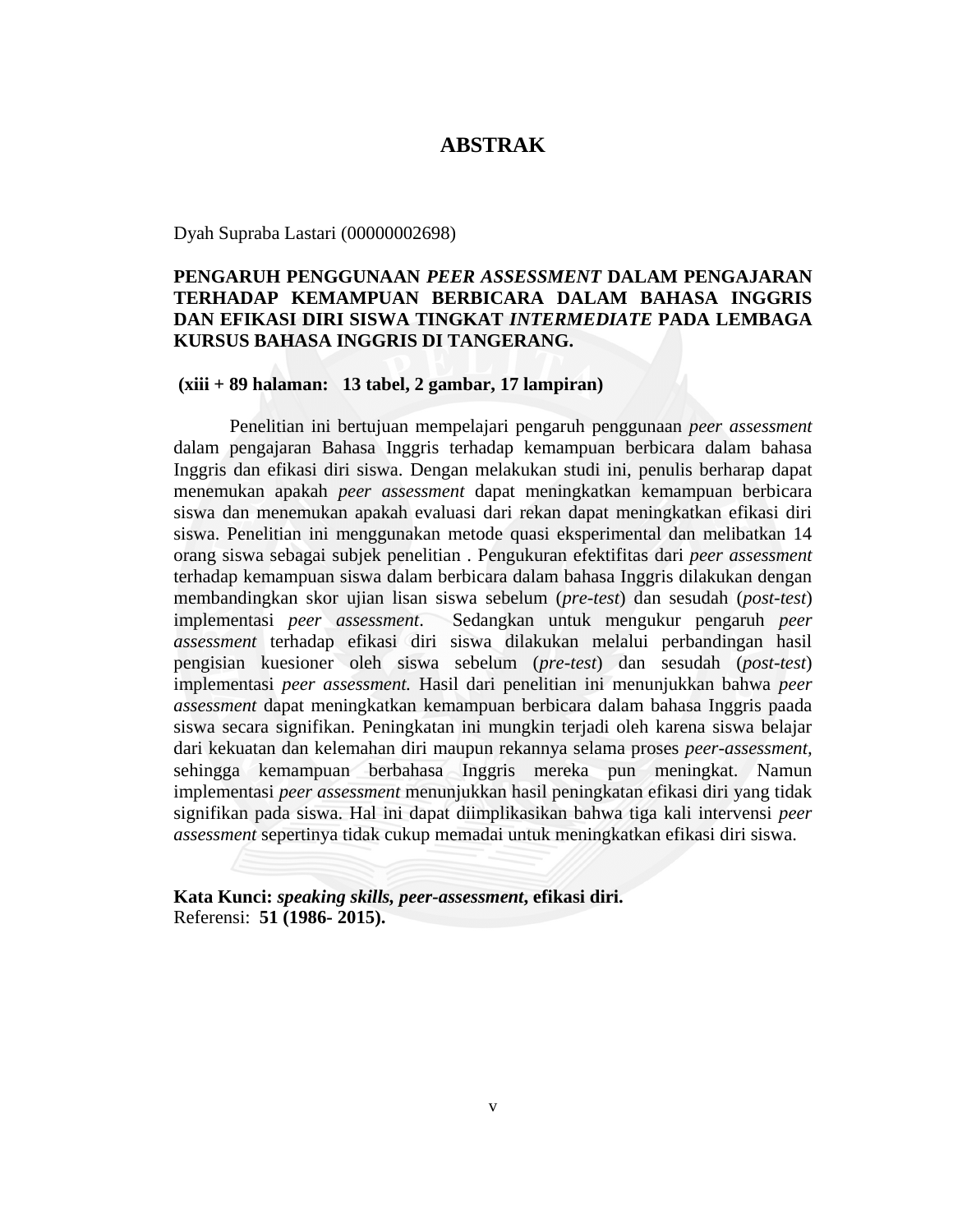# ABSTRAK

Dyah Supraba Lastari (00000002698)

**PENGARUH PENGGUNAAN *PEER ASSESSMENT* DALAM PENGAJARAN TERHADAP KEMAMPUAN BERBICARA DALAM BAHASA INGGRIS DAN EFIKASI DIRI SISWA TINGKAT *INTERMEDIATE* PADA LEMBAGA KURSUS BAHASA INGGRIS DI TANGERANG.**

**(xiii + 89 halaman: 13 tabel, 2 gambar, 17 lampiran)**

Penelitian ini bertujuan mempelajari pengaruh penggunaan *peer assessment* dalam pengajaran Bahasa Inggris terhadap kemampuan berbicara dalam bahasa Inggris dan efikasi diri siswa. Dengan melakukan studi ini, penulis berharap dapat menemukan apakah *peer assessment* dapat meningkatkan kemampuan berbicara siswa dan menemukan apakah evaluasi dari rekan dapat meningkatkan efikasi diri siswa. Penelitian ini menggunakan metode quasi eksperimental dan melibatkan 14 orang siswa sebagai subjek penelitian . Pengukuran efektifitas dari *peer assessment* terhadap kemampuan siswa dalam berbicara dalam bahasa Inggris dilakukan dengan membandingkan skor ujian lisan siswa sebelum (*pre-test*) dan sesudah (*post-test*) implementasi *peer assessment*. Sedangkan untuk mengukur pengaruh *peer assessment* terhadap efikasi diri siswa dilakukan melalui perbandingan hasil pengisian kuesioner oleh siswa sebelum (*pre-test*) dan sesudah (*post-test*) implementasi *peer assessment.* Hasil dari penelitian ini menunjukkan bahwa *peer assessment* dapat meningkatkan kemampuan berbicara dalam bahasa Inggris paada siswa secara signifikan. Peningkatan ini mungkin terjadi oleh karena siswa belajar dari kekuatan dan kelemahan diri maupun rekannya selama proses *peer-assessment*, sehingga kemampuan berbahasa Inggris mereka pun meningkat. Namun implementasi *peer assessment* menunjukkan hasil peningkatan efikasi diri yang tidak signifikan pada siswa. Hal ini dapat diimplikasikan bahwa tiga kali intervensi *peer assessment* sepertinya tidak cukup memadai untuk meningkatkan efikasi diri siswa.

**Kata Kunci: *speaking skills, peer-assessment*, efikasi diri.**
Referensi: **51 (1986- 2015).**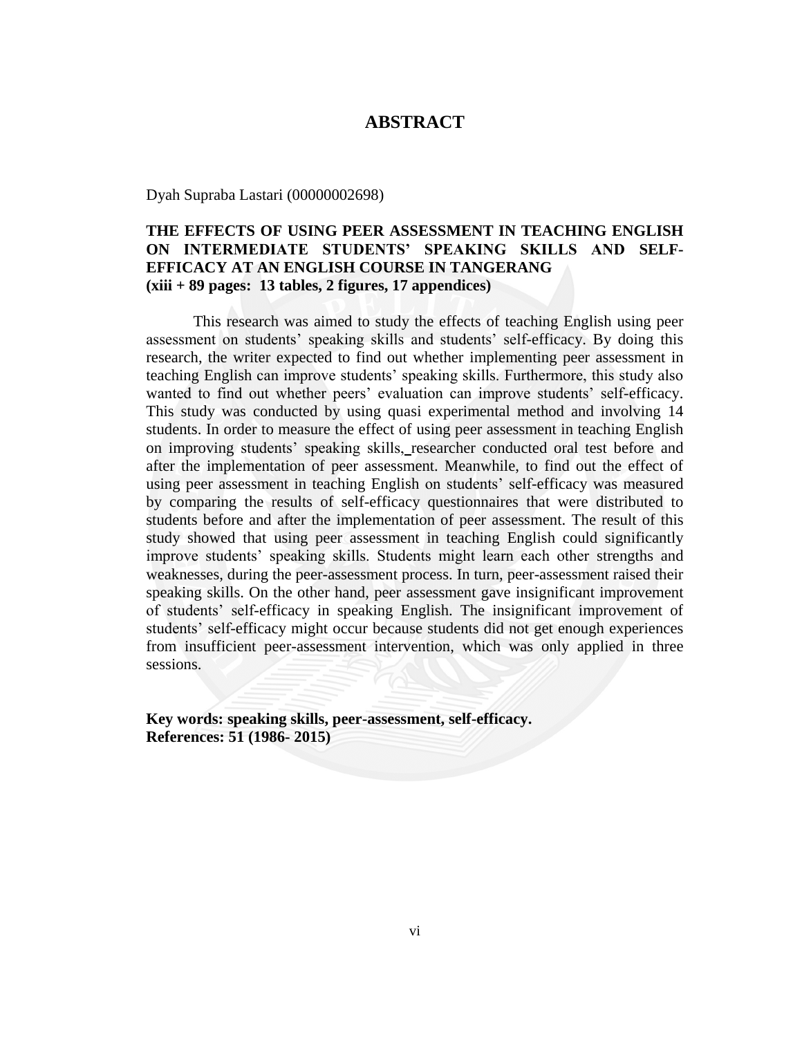# ABSTRACT

Dyah Supraba Lastari (00000002698)

**THE EFFECTS OF USING PEER ASSESSMENT IN TEACHING ENGLISH ON INTERMEDIATE STUDENTS' SPEAKING SKILLS AND SELF-EFFICACY AT AN ENGLISH COURSE IN TANGERANG**
**(xiii + 89 pages: 13 tables, 2 figures, 17 appendices)**

This research was aimed to study the effects of teaching English using peer assessment on students' speaking skills and students' self-efficacy. By doing this research, the writer expected to find out whether implementing peer assessment in teaching English can improve students' speaking skills. Furthermore, this study also wanted to find out whether peers' evaluation can improve students' self-efficacy. This study was conducted by using quasi experimental method and involving 14 students. In order to measure the effect of using peer assessment in teaching English on improving students' speaking skills, researcher conducted oral test before and after the implementation of peer assessment. Meanwhile, to find out the effect of using peer assessment in teaching English on students' self-efficacy was measured by comparing the results of self-efficacy questionnaires that were distributed to students before and after the implementation of peer assessment. The result of this study showed that using peer assessment in teaching English could significantly improve students' speaking skills. Students might learn each other strengths and weaknesses, during the peer-assessment process. In turn, peer-assessment raised their speaking skills. On the other hand, peer assessment gave insignificant improvement of students' self-efficacy in speaking English. The insignificant improvement of students' self-efficacy might occur because students did not get enough experiences from insufficient peer-assessment intervention, which was only applied in three sessions.

**Key words: speaking skills, peer-assessment, self-efficacy.**
**References: 51 (1986- 2015)**